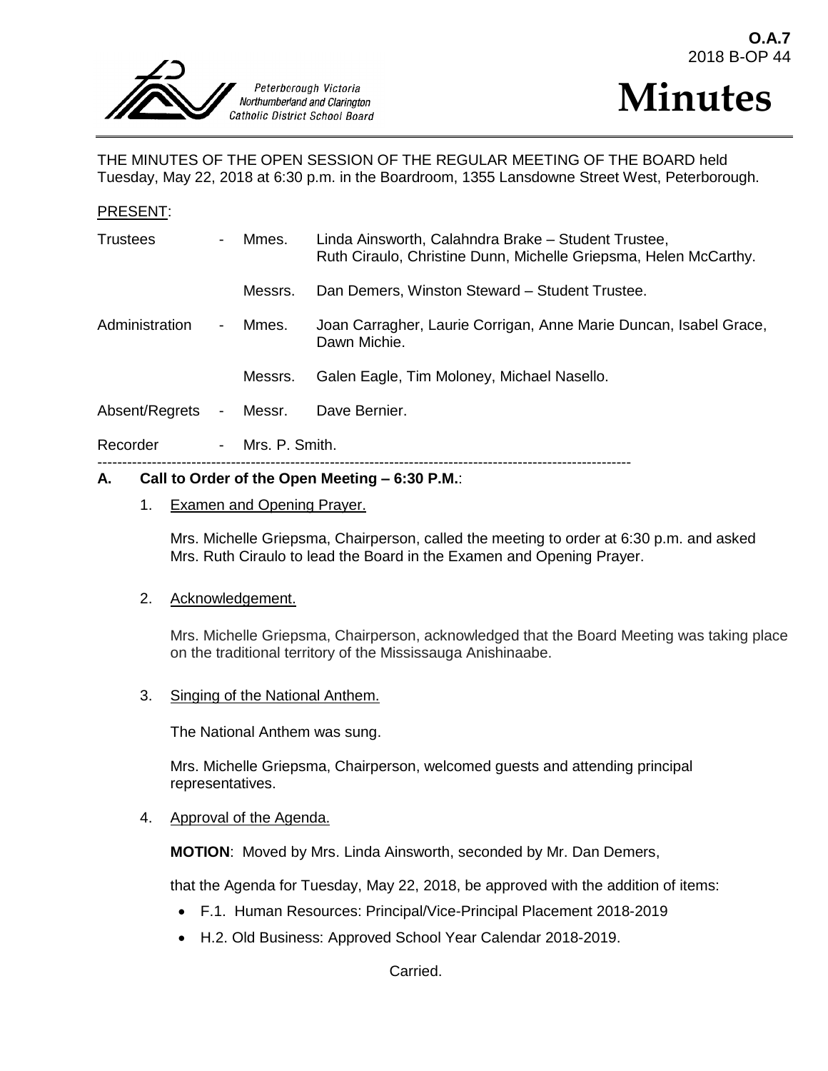**O.A.7**
2018 B-OP 44

Peterborough Victoria Northumberland and Clarington Catholic District School Board

# Minutes

THE MINUTES OF THE OPEN SESSION OF THE REGULAR MEETING OF THE BOARD held Tuesday, May 22, 2018 at 6:30 p.m. in the Boardroom, 1355 Lansdowne Street West, Peterborough.

PRESENT:

| | | | |
|---|---|---|---|
| Trustees | - | Mmes. | Linda Ainsworth, Calahndra Brake – Student Trustee, Ruth Ciraulo, Christine Dunn, Michelle Griepsma, Helen McCarthy. |
| | | Messrs. | Dan Demers, Winston Steward – Student Trustee. |
| Administration | - | Mmes. | Joan Carragher, Laurie Corrigan, Anne Marie Duncan, Isabel Grace, Dawn Michie. |
| | | Messrs. | Galen Eagle, Tim Moloney, Michael Nasello. |
| Absent/Regrets | - | Messr. | Dave Bernier. |
| Recorder | - | Mrs. P. Smith. | |

---

## A. Call to Order of the Open Meeting – 6:30 P.M.:

1. Examen and Opening Prayer.

   Mrs. Michelle Griepsma, Chairperson, called the meeting to order at 6:30 p.m. and asked Mrs. Ruth Ciraulo to lead the Board in the Examen and Opening Prayer.

2. Acknowledgement.

   Mrs. Michelle Griepsma, Chairperson, acknowledged that the Board Meeting was taking place on the traditional territory of the Mississauga Anishinaabe.

3. Singing of the National Anthem.

   The National Anthem was sung.

   Mrs. Michelle Griepsma, Chairperson, welcomed guests and attending principal representatives.

4. Approval of the Agenda.

   **MOTION**: Moved by Mrs. Linda Ainsworth, seconded by Mr. Dan Demers,

   that the Agenda for Tuesday, May 22, 2018, be approved with the addition of items:

   - F.1. Human Resources: Principal/Vice-Principal Placement 2018-2019
   - H.2. Old Business: Approved School Year Calendar 2018-2019.

   Carried.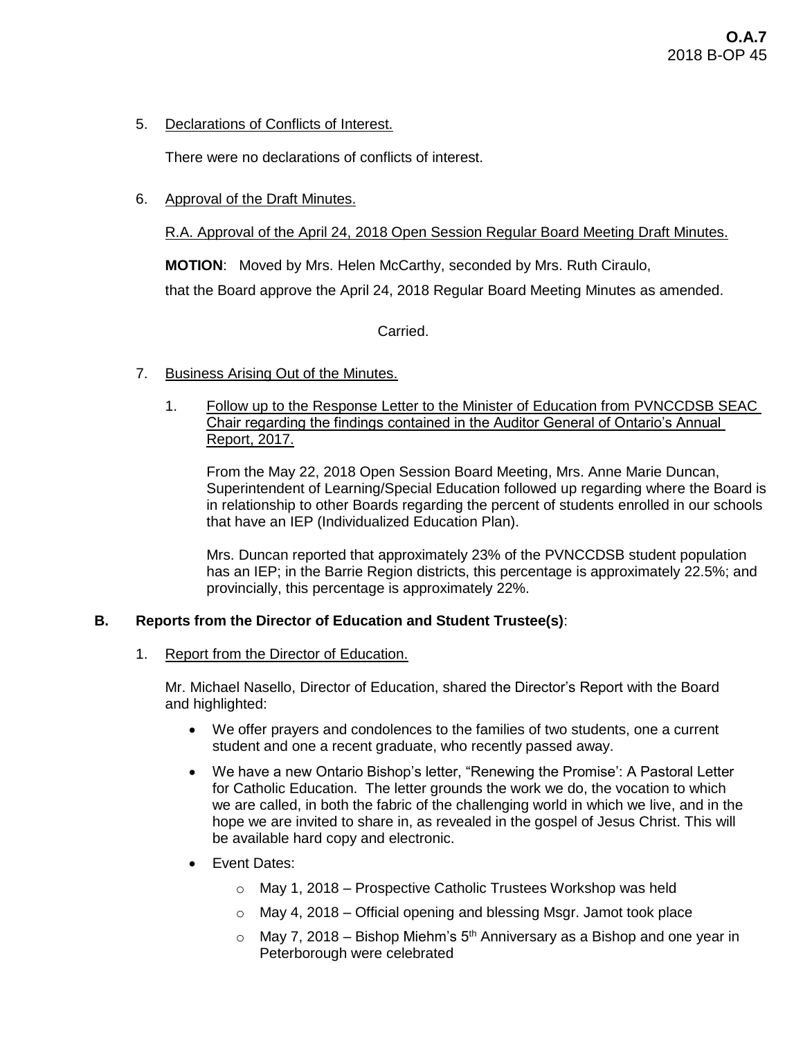5. Declarations of Conflicts of Interest.

   There were no declarations of conflicts of interest.

6. Approval of the Draft Minutes.

   R.A. Approval of the April 24, 2018 Open Session Regular Board Meeting Draft Minutes.

   **MOTION**: Moved by Mrs. Helen McCarthy, seconded by Mrs. Ruth Ciraulo,

   that the Board approve the April 24, 2018 Regular Board Meeting Minutes as amended.

   Carried.

7. Business Arising Out of the Minutes.

   1. Follow up to the Response Letter to the Minister of Education from PVNCCDSB SEAC Chair regarding the findings contained in the Auditor General of Ontario's Annual Report, 2017.

      From the May 22, 2018 Open Session Board Meeting, Mrs. Anne Marie Duncan, Superintendent of Learning/Special Education followed up regarding where the Board is in relationship to other Boards regarding the percent of students enrolled in our schools that have an IEP (Individualized Education Plan).

      Mrs. Duncan reported that approximately 23% of the PVNCCDSB student population has an IEP; in the Barrie Region districts, this percentage is approximately 22.5%; and provincially, this percentage is approximately 22%.

**B. Reports from the Director of Education and Student Trustee(s)**:

1. Report from the Director of Education.

   Mr. Michael Nasello, Director of Education, shared the Director's Report with the Board and highlighted:

   - We offer prayers and condolences to the families of two students, one a current student and one a recent graduate, who recently passed away.
   - We have a new Ontario Bishop's letter, "Renewing the Promise': A Pastoral Letter for Catholic Education. The letter grounds the work we do, the vocation to which we are called, in both the fabric of the challenging world in which we live, and in the hope we are invited to share in, as revealed in the gospel of Jesus Christ. This will be available hard copy and electronic.
   - Event Dates:
     - May 1, 2018 – Prospective Catholic Trustees Workshop was held
     - May 4, 2018 – Official opening and blessing Msgr. Jamot took place
     - May 7, 2018 – Bishop Miehm's 5th Anniversary as a Bishop and one year in Peterborough were celebrated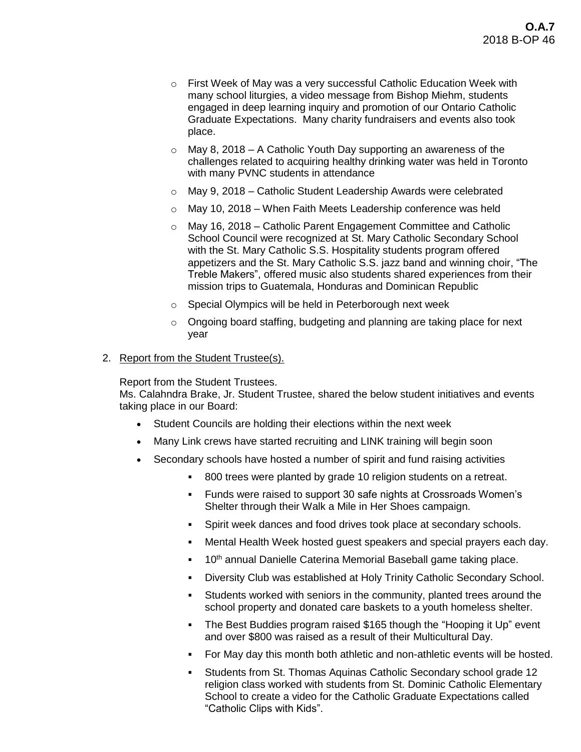- First Week of May was a very successful Catholic Education Week with many school liturgies, a video message from Bishop Miehm, students engaged in deep learning inquiry and promotion of our Ontario Catholic Graduate Expectations. Many charity fundraisers and events also took place.
- May 8, 2018 – A Catholic Youth Day supporting an awareness of the challenges related to acquiring healthy drinking water was held in Toronto with many PVNC students in attendance
- May 9, 2018 – Catholic Student Leadership Awards were celebrated
- May 10, 2018 – When Faith Meets Leadership conference was held
- May 16, 2018 – Catholic Parent Engagement Committee and Catholic School Council were recognized at St. Mary Catholic Secondary School with the St. Mary Catholic S.S. Hospitality students program offered appetizers and the St. Mary Catholic S.S. jazz band and winning choir, "The Treble Makers", offered music also students shared experiences from their mission trips to Guatemala, Honduras and Dominican Republic
- Special Olympics will be held in Peterborough next week
- Ongoing board staffing, budgeting and planning are taking place for next year

2. <u>Report from the Student Trustee(s).</u>

Report from the Student Trustees.
Ms. Calahndra Brake, Jr. Student Trustee, shared the below student initiatives and events taking place in our Board:

- Student Councils are holding their elections within the next week
- Many Link crews have started recruiting and LINK training will begin soon
- Secondary schools have hosted a number of spirit and fund raising activities
  - 800 trees were planted by grade 10 religion students on a retreat.
  - Funds were raised to support 30 safe nights at Crossroads Women's Shelter through their Walk a Mile in Her Shoes campaign.
  - Spirit week dances and food drives took place at secondary schools.
  - Mental Health Week hosted guest speakers and special prayers each day.
  - 10th annual Danielle Caterina Memorial Baseball game taking place.
  - Diversity Club was established at Holy Trinity Catholic Secondary School.
  - Students worked with seniors in the community, planted trees around the school property and donated care baskets to a youth homeless shelter.
  - The Best Buddies program raised $165 though the "Hooping it Up" event and over $800 was raised as a result of their Multicultural Day.
  - For May day this month both athletic and non-athletic events will be hosted.
  - Students from St. Thomas Aquinas Catholic Secondary school grade 12 religion class worked with students from St. Dominic Catholic Elementary School to create a video for the Catholic Graduate Expectations called "Catholic Clips with Kids".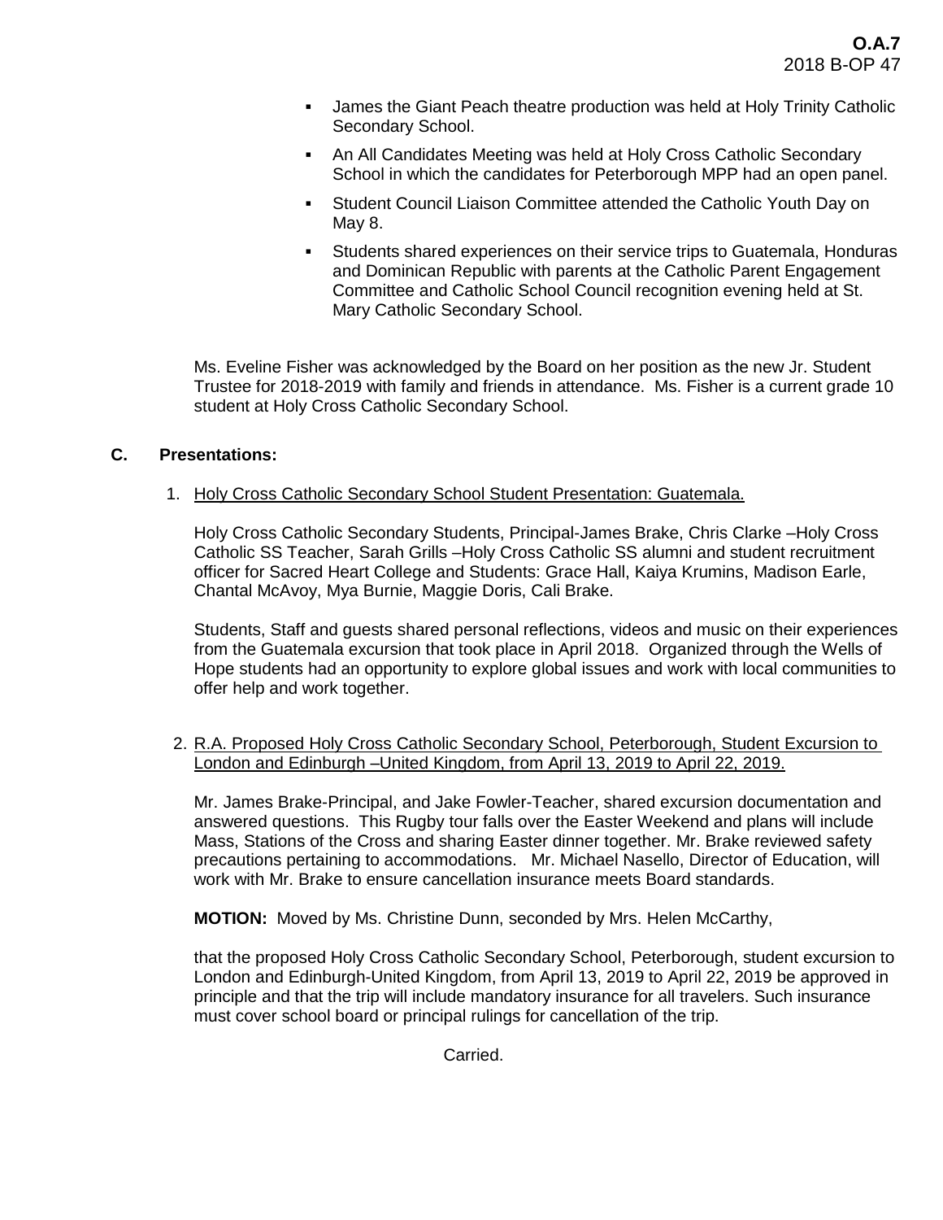- James the Giant Peach theatre production was held at Holy Trinity Catholic Secondary School.
- An All Candidates Meeting was held at Holy Cross Catholic Secondary School in which the candidates for Peterborough MPP had an open panel.
- Student Council Liaison Committee attended the Catholic Youth Day on May 8.
- Students shared experiences on their service trips to Guatemala, Honduras and Dominican Republic with parents at the Catholic Parent Engagement Committee and Catholic School Council recognition evening held at St. Mary Catholic Secondary School.

Ms. Eveline Fisher was acknowledged by the Board on her position as the new Jr. Student Trustee for 2018-2019 with family and friends in attendance. Ms. Fisher is a current grade 10 student at Holy Cross Catholic Secondary School.

## C. Presentations:

1. Holy Cross Catholic Secondary School Student Presentation: Guatemala.

   Holy Cross Catholic Secondary Students, Principal-James Brake, Chris Clarke –Holy Cross Catholic SS Teacher, Sarah Grills –Holy Cross Catholic SS alumni and student recruitment officer for Sacred Heart College and Students: Grace Hall, Kaiya Krumins, Madison Earle, Chantal McAvoy, Mya Burnie, Maggie Doris, Cali Brake.

   Students, Staff and guests shared personal reflections, videos and music on their experiences from the Guatemala excursion that took place in April 2018. Organized through the Wells of Hope students had an opportunity to explore global issues and work with local communities to offer help and work together.

2. R.A. Proposed Holy Cross Catholic Secondary School, Peterborough, Student Excursion to London and Edinburgh –United Kingdom, from April 13, 2019 to April 22, 2019.

   Mr. James Brake-Principal, and Jake Fowler-Teacher, shared excursion documentation and answered questions. This Rugby tour falls over the Easter Weekend and plans will include Mass, Stations of the Cross and sharing Easter dinner together. Mr. Brake reviewed safety precautions pertaining to accommodations. Mr. Michael Nasello, Director of Education, will work with Mr. Brake to ensure cancellation insurance meets Board standards.

   **MOTION:** Moved by Ms. Christine Dunn, seconded by Mrs. Helen McCarthy,

   that the proposed Holy Cross Catholic Secondary School, Peterborough, student excursion to London and Edinburgh-United Kingdom, from April 13, 2019 to April 22, 2019 be approved in principle and that the trip will include mandatory insurance for all travelers. Such insurance must cover school board or principal rulings for cancellation of the trip.

   Carried.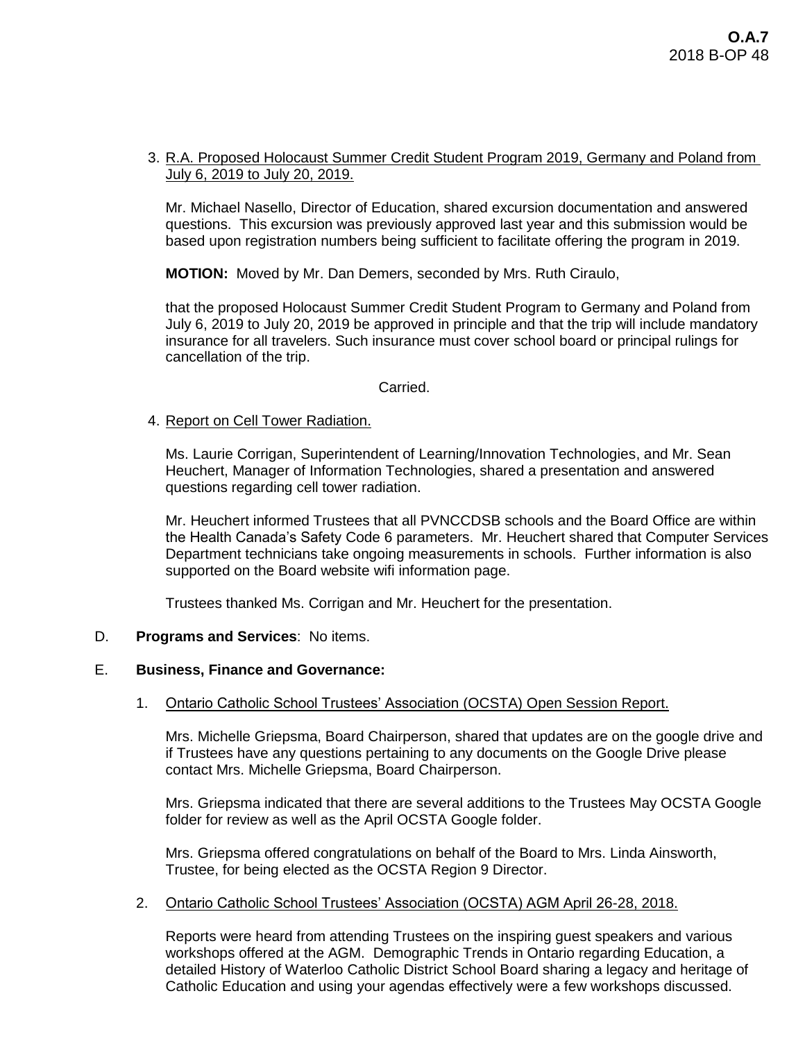3. <u>R.A. Proposed Holocaust Summer Credit Student Program 2019, Germany and Poland from July 6, 2019 to July 20, 2019.</u>

   Mr. Michael Nasello, Director of Education, shared excursion documentation and answered questions. This excursion was previously approved last year and this submission would be based upon registration numbers being sufficient to facilitate offering the program in 2019.

   **MOTION:** Moved by Mr. Dan Demers, seconded by Mrs. Ruth Ciraulo,

   that the proposed Holocaust Summer Credit Student Program to Germany and Poland from July 6, 2019 to July 20, 2019 be approved in principle and that the trip will include mandatory insurance for all travelers. Such insurance must cover school board or principal rulings for cancellation of the trip.

   Carried.

4. <u>Report on Cell Tower Radiation.</u>

   Ms. Laurie Corrigan, Superintendent of Learning/Innovation Technologies, and Mr. Sean Heuchert, Manager of Information Technologies, shared a presentation and answered questions regarding cell tower radiation.

   Mr. Heuchert informed Trustees that all PVNCCDSB schools and the Board Office are within the Health Canada's Safety Code 6 parameters. Mr. Heuchert shared that Computer Services Department technicians take ongoing measurements in schools. Further information is also supported on the Board website wifi information page.

   Trustees thanked Ms. Corrigan and Mr. Heuchert for the presentation.

D. **Programs and Services**: No items.

E. **Business, Finance and Governance:**

1. <u>Ontario Catholic School Trustees' Association (OCSTA) Open Session Report.</u>

   Mrs. Michelle Griepsma, Board Chairperson, shared that updates are on the google drive and if Trustees have any questions pertaining to any documents on the Google Drive please contact Mrs. Michelle Griepsma, Board Chairperson.

   Mrs. Griepsma indicated that there are several additions to the Trustees May OCSTA Google folder for review as well as the April OCSTA Google folder.

   Mrs. Griepsma offered congratulations on behalf of the Board to Mrs. Linda Ainsworth, Trustee, for being elected as the OCSTA Region 9 Director.

2. <u>Ontario Catholic School Trustees' Association (OCSTA) AGM April 26-28, 2018.</u>

   Reports were heard from attending Trustees on the inspiring guest speakers and various workshops offered at the AGM. Demographic Trends in Ontario regarding Education, a detailed History of Waterloo Catholic District School Board sharing a legacy and heritage of Catholic Education and using your agendas effectively were a few workshops discussed.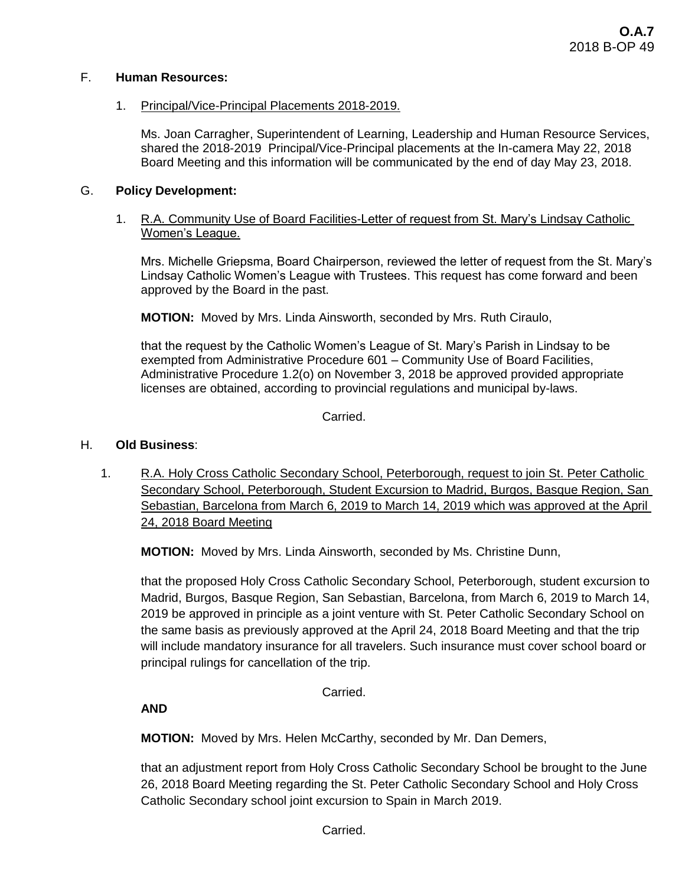F. **Human Resources:**

1. Principal/Vice-Principal Placements 2018-2019.

   Ms. Joan Carragher, Superintendent of Learning, Leadership and Human Resource Services, shared the 2018-2019 Principal/Vice-Principal placements at the In-camera May 22, 2018 Board Meeting and this information will be communicated by the end of day May 23, 2018.

G. **Policy Development:**

1. R.A. Community Use of Board Facilities-Letter of request from St. Mary's Lindsay Catholic Women's League.

   Mrs. Michelle Griepsma, Board Chairperson, reviewed the letter of request from the St. Mary's Lindsay Catholic Women's League with Trustees. This request has come forward and been approved by the Board in the past.

   **MOTION:** Moved by Mrs. Linda Ainsworth, seconded by Mrs. Ruth Ciraulo,

   that the request by the Catholic Women's League of St. Mary's Parish in Lindsay to be exempted from Administrative Procedure 601 – Community Use of Board Facilities, Administrative Procedure 1.2(o) on November 3, 2018 be approved provided appropriate licenses are obtained, according to provincial regulations and municipal by-laws.

   Carried.

H. **Old Business**:

1. R.A. Holy Cross Catholic Secondary School, Peterborough, request to join St. Peter Catholic Secondary School, Peterborough, Student Excursion to Madrid, Burgos, Basque Region, San Sebastian, Barcelona from March 6, 2019 to March 14, 2019 which was approved at the April 24, 2018 Board Meeting

   **MOTION:** Moved by Mrs. Linda Ainsworth, seconded by Ms. Christine Dunn,

   that the proposed Holy Cross Catholic Secondary School, Peterborough, student excursion to Madrid, Burgos, Basque Region, San Sebastian, Barcelona, from March 6, 2019 to March 14, 2019 be approved in principle as a joint venture with St. Peter Catholic Secondary School on the same basis as previously approved at the April 24, 2018 Board Meeting and that the trip will include mandatory insurance for all travelers. Such insurance must cover school board or principal rulings for cancellation of the trip.

   Carried.

   **AND**

   **MOTION:** Moved by Mrs. Helen McCarthy, seconded by Mr. Dan Demers,

   that an adjustment report from Holy Cross Catholic Secondary School be brought to the June 26, 2018 Board Meeting regarding the St. Peter Catholic Secondary School and Holy Cross Catholic Secondary school joint excursion to Spain in March 2019.

   Carried.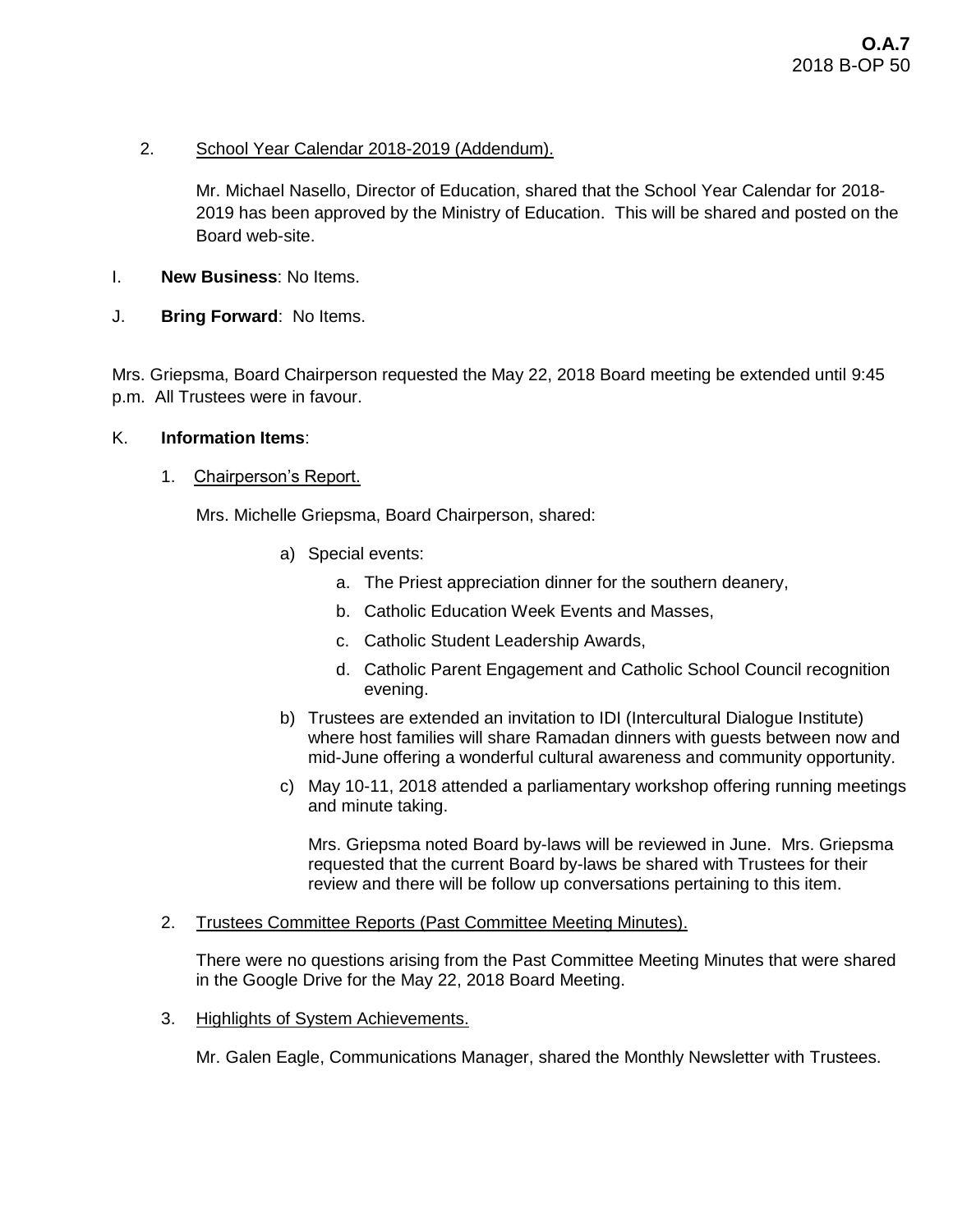2. School Year Calendar 2018-2019 (Addendum).

   Mr. Michael Nasello, Director of Education, shared that the School Year Calendar for 2018-2019 has been approved by the Ministry of Education. This will be shared and posted on the Board web-site.

I. **New Business**: No Items.

J. **Bring Forward**: No Items.

Mrs. Griepsma, Board Chairperson requested the May 22, 2018 Board meeting be extended until 9:45 p.m. All Trustees were in favour.

K. **Information Items**:

1. Chairperson's Report.

   Mrs. Michelle Griepsma, Board Chairperson, shared:

   a) Special events:
      a. The Priest appreciation dinner for the southern deanery,
      b. Catholic Education Week Events and Masses,
      c. Catholic Student Leadership Awards,
      d. Catholic Parent Engagement and Catholic School Council recognition evening.

   b) Trustees are extended an invitation to IDI (Intercultural Dialogue Institute) where host families will share Ramadan dinners with guests between now and mid-June offering a wonderful cultural awareness and community opportunity.

   c) May 10-11, 2018 attended a parliamentary workshop offering running meetings and minute taking.

      Mrs. Griepsma noted Board by-laws will be reviewed in June. Mrs. Griepsma requested that the current Board by-laws be shared with Trustees for their review and there will be follow up conversations pertaining to this item.

2. Trustees Committee Reports (Past Committee Meeting Minutes).

   There were no questions arising from the Past Committee Meeting Minutes that were shared in the Google Drive for the May 22, 2018 Board Meeting.

3. Highlights of System Achievements.

   Mr. Galen Eagle, Communications Manager, shared the Monthly Newsletter with Trustees.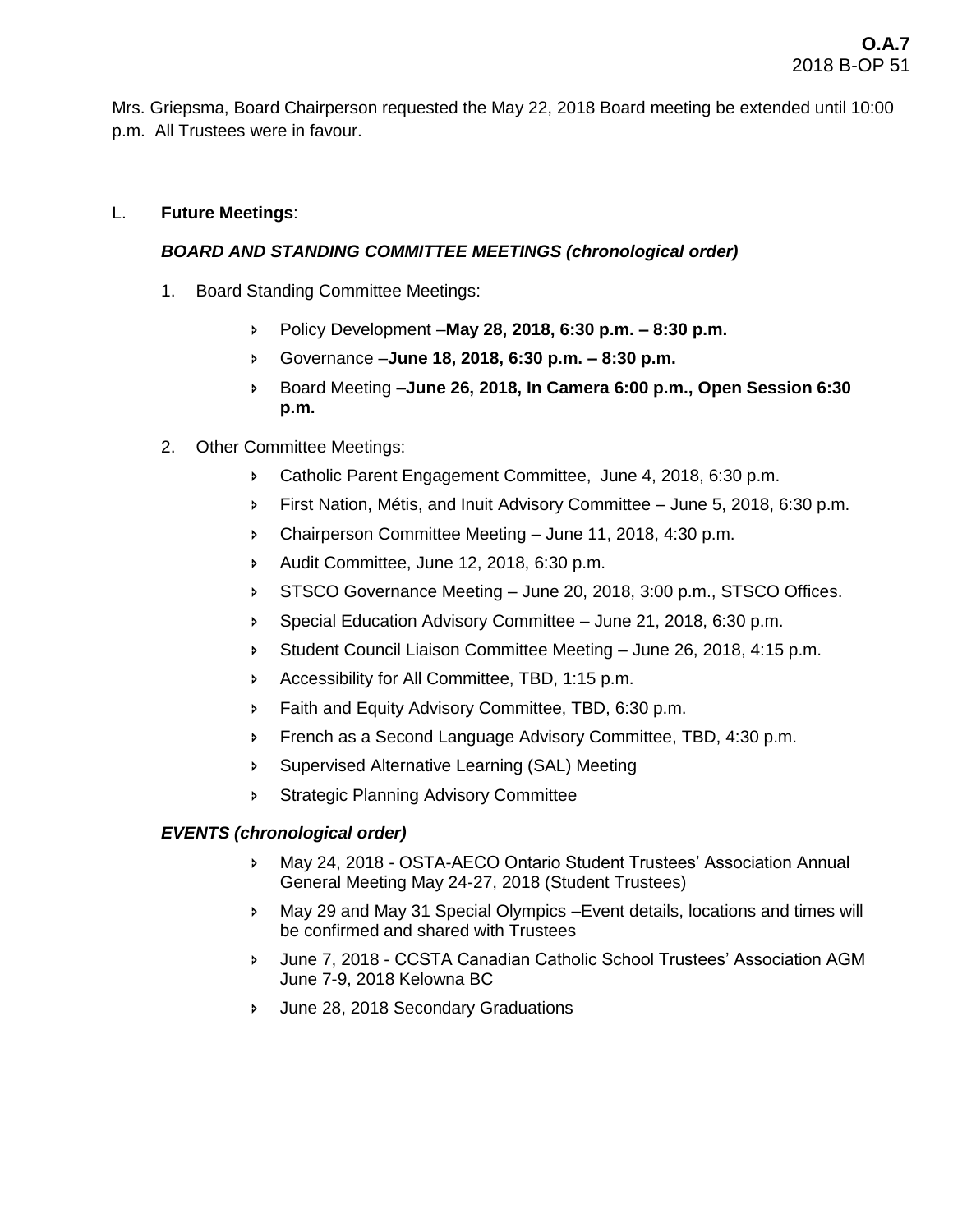Mrs. Griepsma, Board Chairperson requested the May 22, 2018 Board meeting be extended until 10:00 p.m. All Trustees were in favour.

L. **Future Meetings**:

***BOARD AND STANDING COMMITTEE MEETINGS (chronological order)***

1. Board Standing Committee Meetings:
    - Policy Development –**May 28, 2018, 6:30 p.m. – 8:30 p.m.**
    - Governance –**June 18, 2018, 6:30 p.m. – 8:30 p.m.**
    - Board Meeting –**June 26, 2018, In Camera 6:00 p.m., Open Session 6:30 p.m.**
2. Other Committee Meetings:
    - Catholic Parent Engagement Committee, June 4, 2018, 6:30 p.m.
    - First Nation, Métis, and Inuit Advisory Committee – June 5, 2018, 6:30 p.m.
    - Chairperson Committee Meeting – June 11, 2018, 4:30 p.m.
    - Audit Committee, June 12, 2018, 6:30 p.m.
    - STSCO Governance Meeting – June 20, 2018, 3:00 p.m., STSCO Offices.
    - Special Education Advisory Committee – June 21, 2018, 6:30 p.m.
    - Student Council Liaison Committee Meeting – June 26, 2018, 4:15 p.m.
    - Accessibility for All Committee, TBD, 1:15 p.m.
    - Faith and Equity Advisory Committee, TBD, 6:30 p.m.
    - French as a Second Language Advisory Committee, TBD, 4:30 p.m.
    - Supervised Alternative Learning (SAL) Meeting
    - Strategic Planning Advisory Committee

***EVENTS (chronological order)***

- May 24, 2018 - OSTA-AECO Ontario Student Trustees' Association Annual General Meeting May 24-27, 2018 (Student Trustees)
- May 29 and May 31 Special Olympics –Event details, locations and times will be confirmed and shared with Trustees
- June 7, 2018 - CCSTA Canadian Catholic School Trustees' Association AGM June 7-9, 2018 Kelowna BC
- June 28, 2018 Secondary Graduations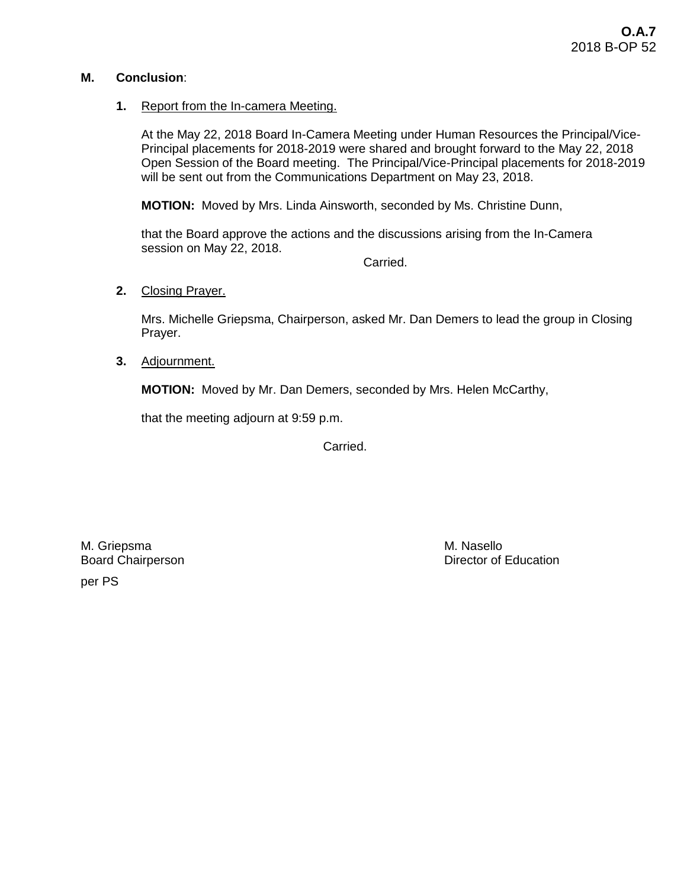## M. Conclusion:

**1.** Report from the In-camera Meeting.

At the May 22, 2018 Board In-Camera Meeting under Human Resources the Principal/Vice-Principal placements for 2018-2019 were shared and brought forward to the May 22, 2018 Open Session of the Board meeting. The Principal/Vice-Principal placements for 2018-2019 will be sent out from the Communications Department on May 23, 2018.

**MOTION:** Moved by Mrs. Linda Ainsworth, seconded by Ms. Christine Dunn,

that the Board approve the actions and the discussions arising from the In-Camera session on May 22, 2018.

Carried.

**2.** Closing Prayer.

Mrs. Michelle Griepsma, Chairperson, asked Mr. Dan Demers to lead the group in Closing Prayer.

**3.** Adjournment.

**MOTION:** Moved by Mr. Dan Demers, seconded by Mrs. Helen McCarthy,

that the meeting adjourn at 9:59 p.m.

Carried.

M. Griepsma
Board Chairperson

per PS

M. Nasello
Director of Education